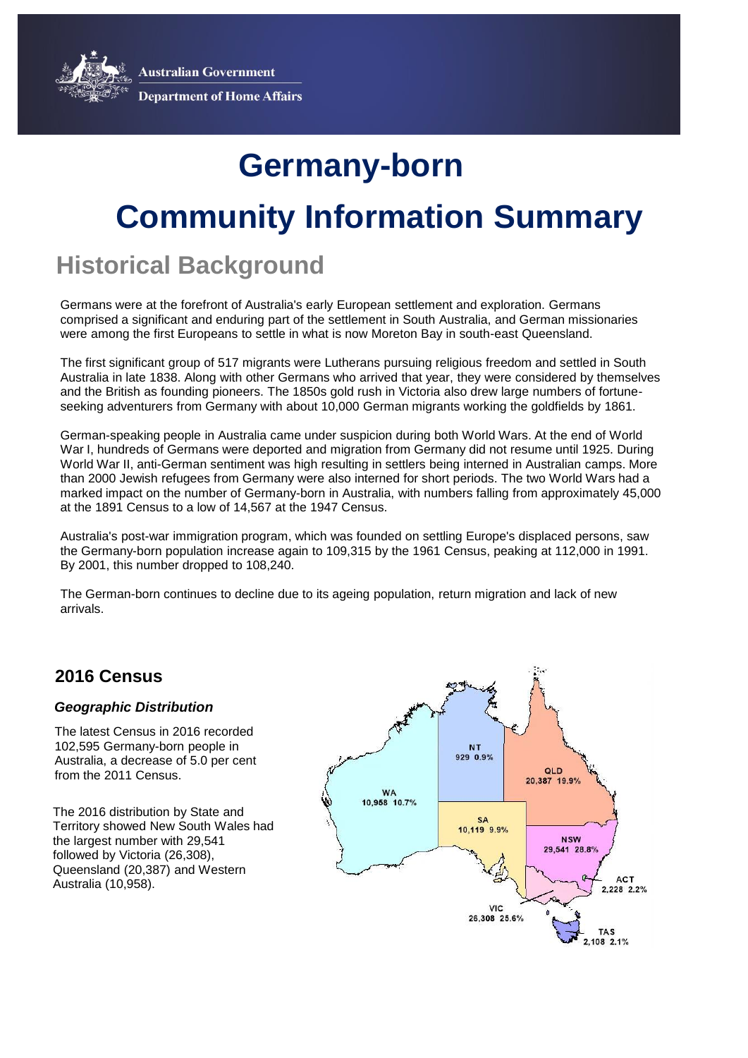Australian Government

Department of Home Affairs

# Germany-born

# Community Information Summary

## Historical Background

Germans were at the forefront of Australia's early European settlement and exploration. Germans comprised a significant and enduring part of the settlement in South Australia, and German missionaries were among the first Europeans to settle in what is now Moreton Bay in south-east Queensland.

The first significant group of 517 migrants were Lutherans pursuing religious freedom and settled in South Australia in late 1838. Along with other Germans who arrived that year, they were considered by themselves and the British as founding pioneers. The 1850s gold rush in Victoria also drew large numbers of fortune-seeking adventurers from Germany with about 10,000 German migrants working the goldfields by 1861.

German-speaking people in Australia came under suspicion during both World Wars. At the end of World War I, hundreds of Germans were deported and migration from Germany did not resume until 1925. During World War II, anti-German sentiment was high resulting in settlers being interned in Australian camps. More than 2000 Jewish refugees from Germany were also interned for short periods. The two World Wars had a marked impact on the number of Germany-born in Australia, with numbers falling from approximately 45,000 at the 1891 Census to a low of 14,567 at the 1947 Census.

Australia's post-war immigration program, which was founded on settling Europe's displaced persons, saw the Germany-born population increase again to 109,315 by the 1961 Census, peaking at 112,000 in 1991. By 2001, this number dropped to 108,240.

The German-born continues to decline due to its ageing population, return migration and lack of new arrivals.

### 2016 Census

#### *Geographic Distribution*

The latest Census in 2016 recorded 102,595 Germany-born people in Australia, a decrease of 5.0 per cent from the 2011 Census.

The 2016 distribution by State and Territory showed New South Wales had the largest number with 29,541 followed by Victoria (26,308), Queensland (20,387) and Western Australia (10,958).

| State/Territory | Number | Per cent |
|---|---|---|
| NSW | 29,541 | 28.8% |
| VIC | 26,308 | 25.6% |
| QLD | 20,387 | 19.9% |
| WA | 10,958 | 10.7% |
| SA | 10,119 | 9.9% |
| ACT | 2,228 | 2.2% |
| TAS | 2,108 | 2.1% |
| NT | 929 | 0.9% |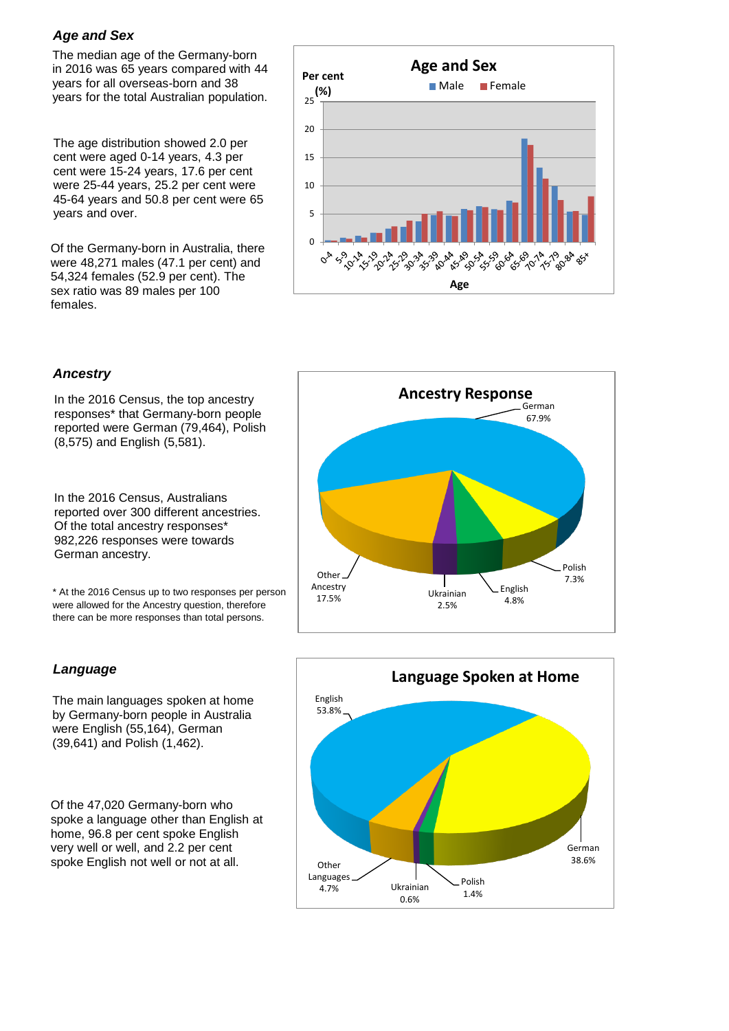### *Age and Sex*

The median age of the Germany-born in 2016 was 65 years compared with 44 years for all overseas-born and 38 years for the total Australian population.

The age distribution showed 2.0 per cent were aged 0-14 years, 4.3 per cent were 15-24 years, 17.6 per cent were 25-44 years, 25.2 per cent were 45-64 years and 50.8 per cent were 65 years and over.

Of the Germany-born in Australia, there were 48,271 males (47.1 per cent) and 54,324 females (52.9 per cent). The sex ratio was 89 males per 100 females.

### *Ancestry*

In the 2016 Census, the top ancestry responses* that Germany-born people reported were German (79,464), Polish (8,575) and English (5,581).

In the 2016 Census, Australians reported over 300 different ancestries. Of the total ancestry responses* 982,226 responses were towards German ancestry.

* At the 2016 Census up to two responses per person were allowed for the Ancestry question, therefore there can be more responses than total persons.

### *Language*

The main languages spoken at home by Germany-born people in Australia were English (55,164), German (39,641) and Polish (1,462).

Of the 47,020 Germany-born who spoke a language other than English at home, 96.8 per cent spoke English very well or well, and 2.2 per cent spoke English not well or not at all.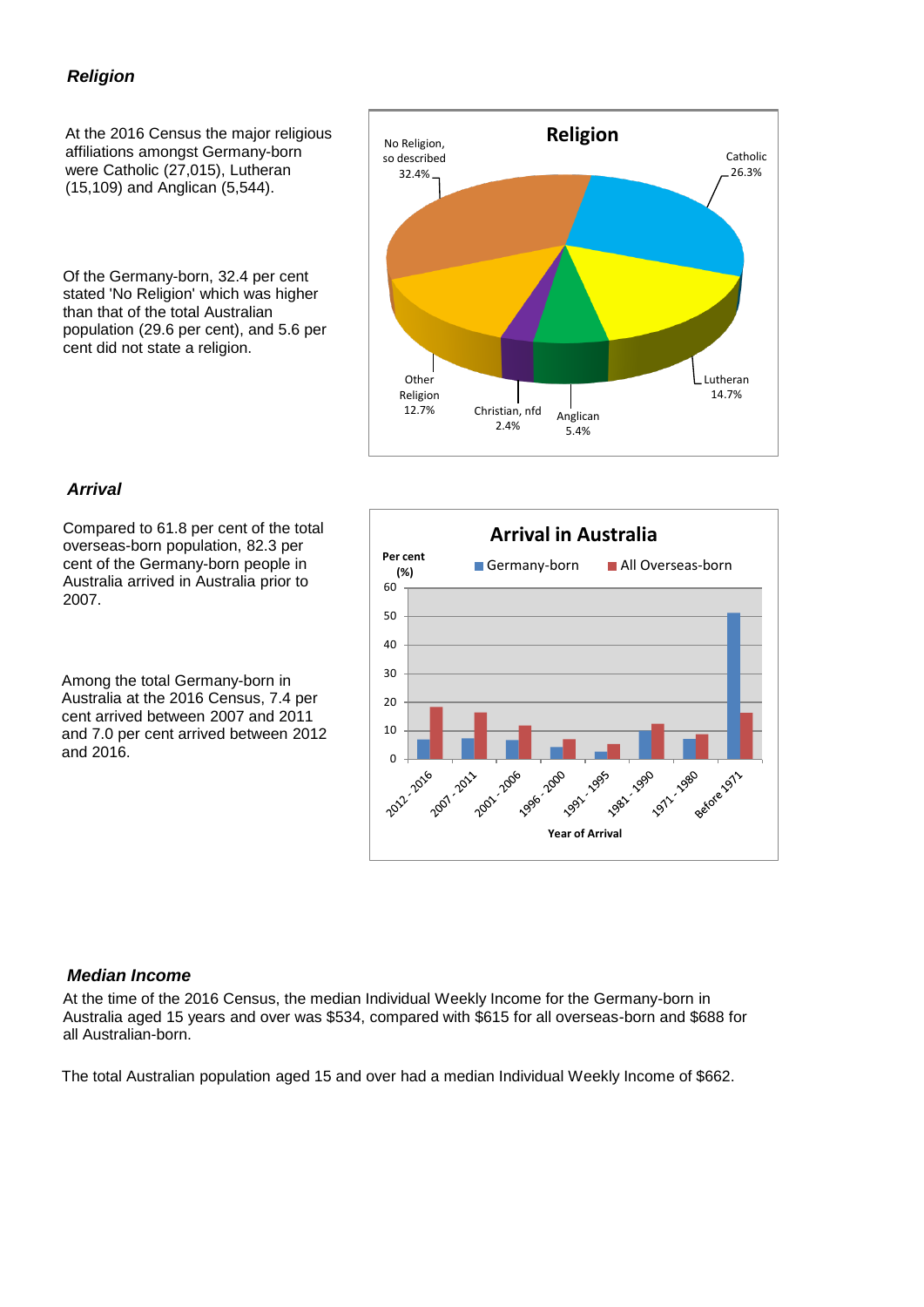### *Religion*

At the 2016 Census the major religious affiliations amongst Germany-born were Catholic (27,015), Lutheran (15,109) and Anglican (5,544).

Of the Germany-born, 32.4 per cent stated 'No Religion' which was higher than that of the total Australian population (29.6 per cent), and 5.6 per cent did not state a religion.

**Religion**

| Religion | Per cent |
|---|---|
| No Religion, so described | 32.4% |
| Catholic | 26.3% |
| Lutheran | 14.7% |
| Anglican | 5.4% |
| Christian, nfd | 2.4% |
| Other Religion | 12.7% |

### *Arrival*

Compared to 61.8 per cent of the total overseas-born population, 82.3 per cent of the Germany-born people in Australia arrived in Australia prior to 2007.

Among the total Germany-born in Australia at the 2016 Census, 7.4 per cent arrived between 2007 and 2011 and 7.0 per cent arrived between 2012 and 2016.

**Arrival in Australia**

Per cent (%) — Germany-born / All Overseas-born — Year of Arrival: 2012 - 2016, 2007 - 2011, 2001 - 2006, 1996 - 2000, 1991 - 1995, 1981 - 1990, 1971 - 1980, Before 1971

### *Median Income*

At the time of the 2016 Census, the median Individual Weekly Income for the Germany-born in Australia aged 15 years and over was $534, compared with $615 for all overseas-born and $688 for all Australian-born.

The total Australian population aged 15 and over had a median Individual Weekly Income of $662.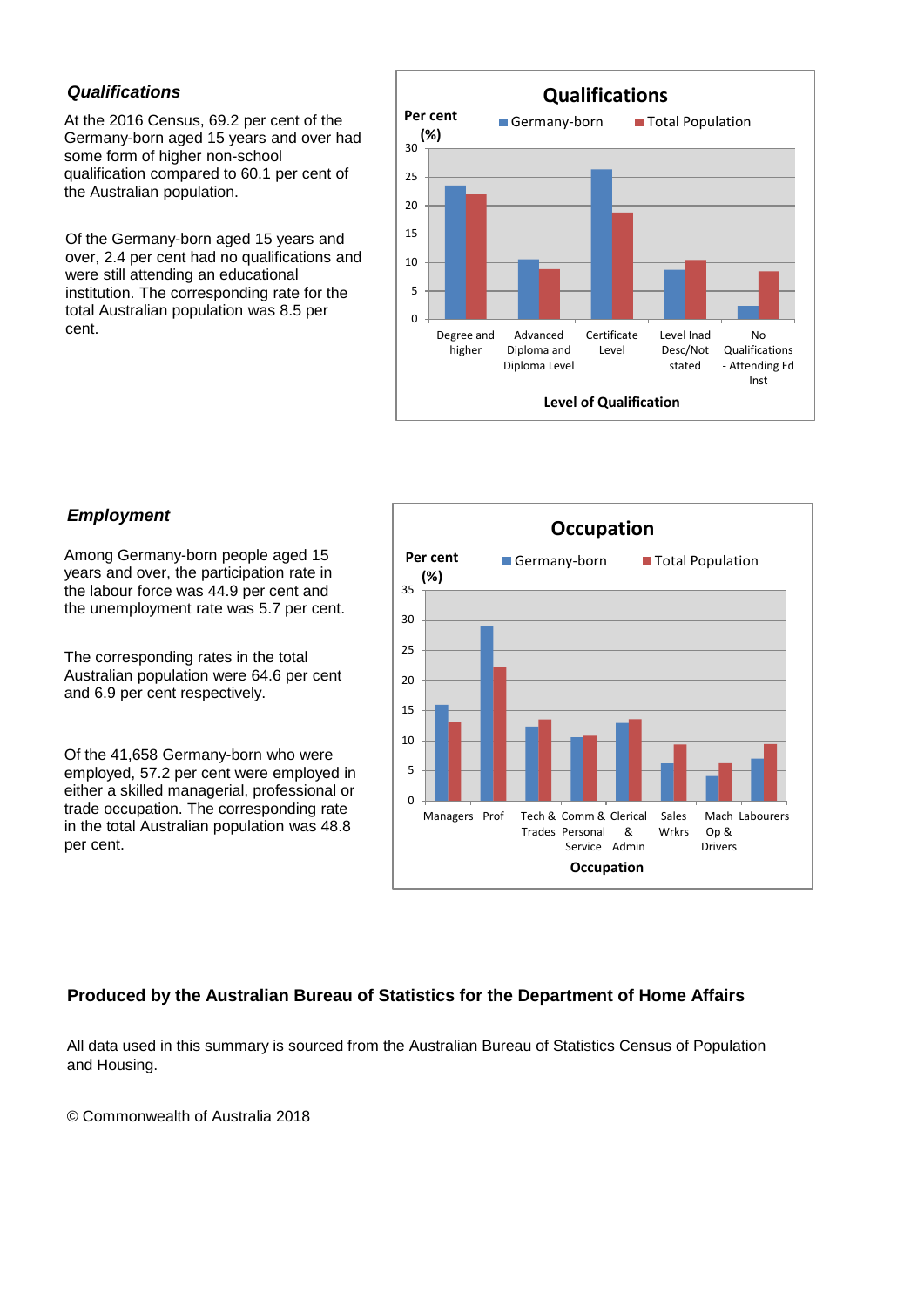### *Qualifications*

At the 2016 Census, 69.2 per cent of the Germany-born aged 15 years and over had some form of higher non-school qualification compared to 60.1 per cent of the Australian population.

Of the Germany-born aged 15 years and over, 2.4 per cent had no qualifications and were still attending an educational institution. The corresponding rate for the total Australian population was 8.5 per cent.

Qualifications

Per cent (%)

Germany-born

Total Population

30

25

20

15

10

5

0

Degree and higher

Advanced Diploma and Diploma Level

Certificate Level

Level Inad Desc/Not stated

No Qualifications - Attending Ed Inst

Level of Qualification

### *Employment*

Among Germany-born people aged 15 years and over, the participation rate in the labour force was 44.9 per cent and the unemployment rate was 5.7 per cent.

The corresponding rates in the total Australian population were 64.6 per cent and 6.9 per cent respectively.

Of the 41,658 Germany-born who were employed, 57.2 per cent were employed in either a skilled managerial, professional or trade occupation. The corresponding rate in the total Australian population was 48.8 per cent.

Occupation

Per cent (%)

Germany-born

Total Population

35

30

25

20

15

10

5

0

Managers

Prof

Tech & Trades

Comm & Personal Service

Clerical & Admin

Sales Wrkrs

Mach Op & Drivers

Labourers

Occupation

**Produced by the Australian Bureau of Statistics for the Department of Home Affairs**

All data used in this summary is sourced from the Australian Bureau of Statistics Census of Population and Housing.

© Commonwealth of Australia 2018